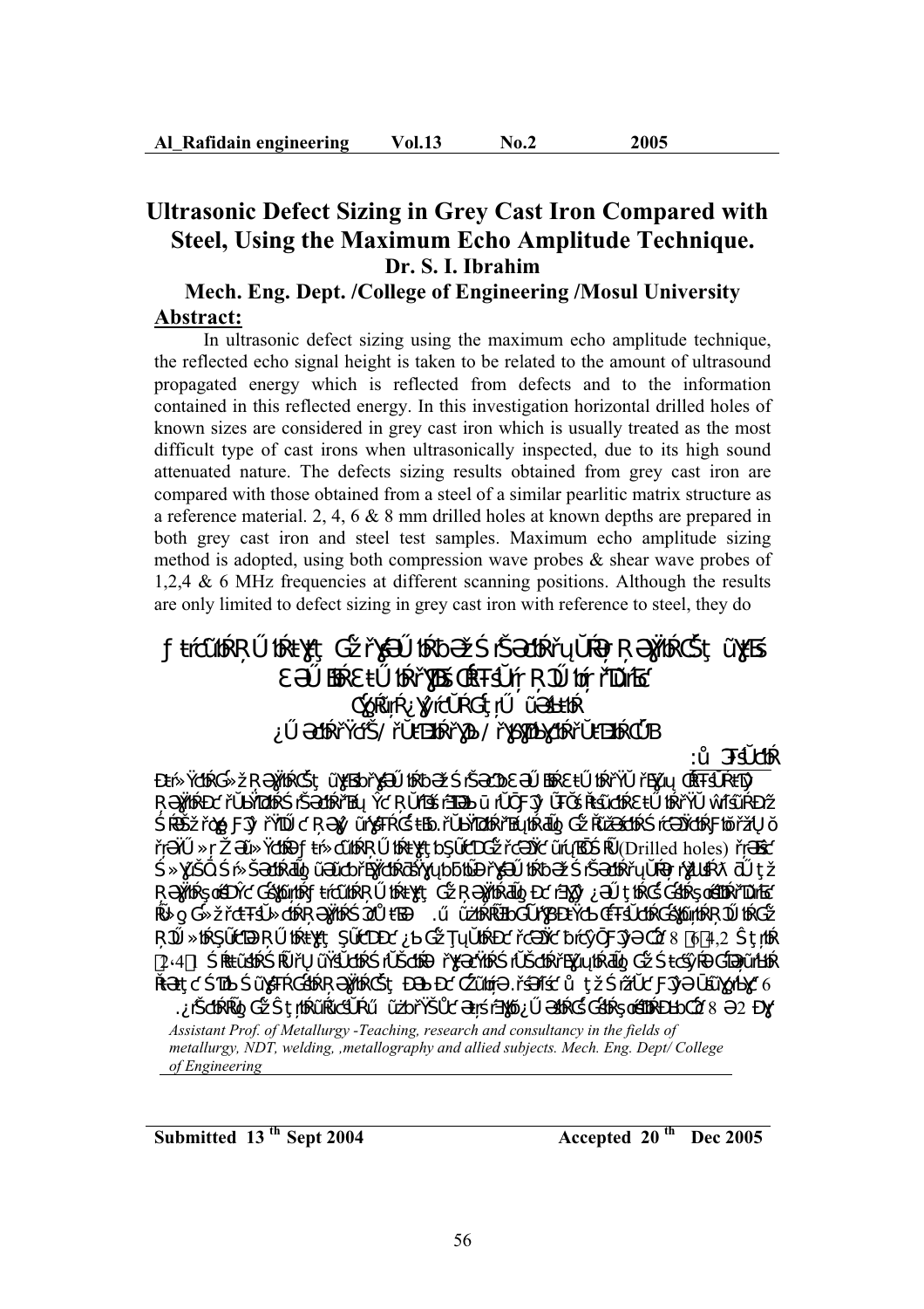# Ultrasonic Defect Sizing in Grey Cast Iron Compared with Steel, Using the Maximum Echo Amplitude Technique.

**Dr. S. I. Ibrahim**

**Mech. Eng. Dept. /College of Engineering /Mosul University**

## Abstract:

In ultrasonic defect sizing using the maximum echo amplitude technique, the reflected echo signal height is taken to be related to the amount of ultrasound propagated energy which is reflected from defects and to the information contained in this reflected energy. In this investigation horizontal drilled holes of known sizes are considered in grey cast iron which is usually treated as the most difficult type of cast irons when ultrasonically inspected, due to its high sound attenuated nature. The defects sizing results obtained from grey cast iron are compared with those obtained from a steel of a similar pearlitic matrix structure as a reference material. 2, 4, 6 & 8 mm drilled holes at known depths are prepared in both grey cast iron and steel test samples. Maximum echo amplitude sizing method is adopted, using both compression wave probes & shear wave probes of 1,2,4 & 6 MHz frequencies at different scanning positions. Although the results are only limited to defect sizing in grey cast iron with reference to steel, they do

*Assistant Prof. of Metallurgy -Teaching, research and consultancy in the fields of metallurgy, NDT, welding, ,metallography and allied subjects. Mech. Eng. Dept/ College of Engineering*

**Submitted 13 th Sept 2004** **Accepted 20 th Dec 2005**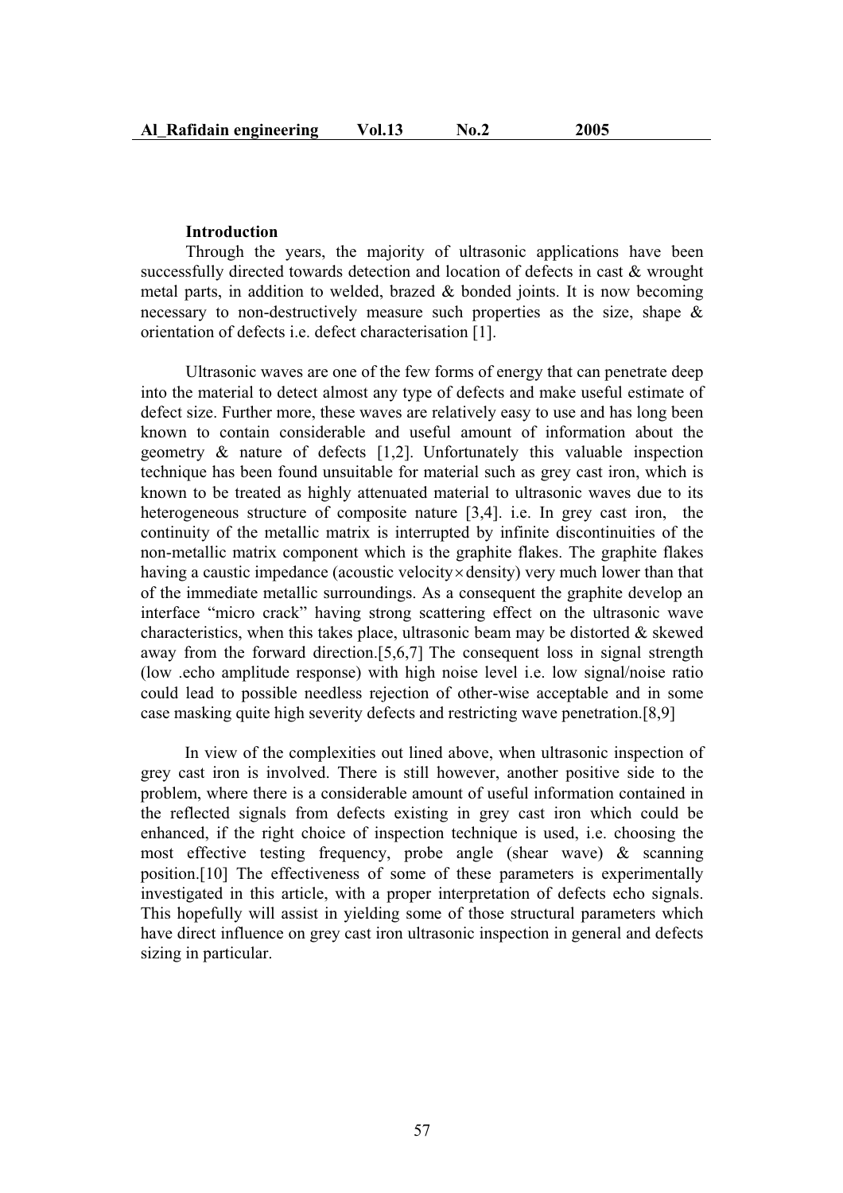## Introduction

Through the years, the majority of ultrasonic applications have been successfully directed towards detection and location of defects in cast & wrought metal parts, in addition to welded, brazed & bonded joints. It is now becoming necessary to non-destructively measure such properties as the size, shape & orientation of defects i.e. defect characterisation [1].

Ultrasonic waves are one of the few forms of energy that can penetrate deep into the material to detect almost any type of defects and make useful estimate of defect size. Further more, these waves are relatively easy to use and has long been known to contain considerable and useful amount of information about the geometry & nature of defects [1,2]. Unfortunately this valuable inspection technique has been found unsuitable for material such as grey cast iron, which is known to be treated as highly attenuated material to ultrasonic waves due to its heterogeneous structure of composite nature [3,4]. i.e. In grey cast iron, the continuity of the metallic matrix is interrupted by infinite discontinuities of the non-metallic matrix component which is the graphite flakes. The graphite flakes having a caustic impedance (acoustic velocity$\times$density) very much lower than that of the immediate metallic surroundings. As a consequent the graphite develop an interface "micro crack" having strong scattering effect on the ultrasonic wave characteristics, when this takes place, ultrasonic beam may be distorted & skewed away from the forward direction.[5,6,7] The consequent loss in signal strength (low .echo amplitude response) with high noise level i.e. low signal/noise ratio could lead to possible needless rejection of other-wise acceptable and in some case masking quite high severity defects and restricting wave penetration.[8,9]

In view of the complexities out lined above, when ultrasonic inspection of grey cast iron is involved. There is still however, another positive side to the problem, where there is a considerable amount of useful information contained in the reflected signals from defects existing in grey cast iron which could be enhanced, if the right choice of inspection technique is used, i.e. choosing the most effective testing frequency, probe angle (shear wave) & scanning position.[10] The effectiveness of some of these parameters is experimentally investigated in this article, with a proper interpretation of defects echo signals. This hopefully will assist in yielding some of those structural parameters which have direct influence on grey cast iron ultrasonic inspection in general and defects sizing in particular.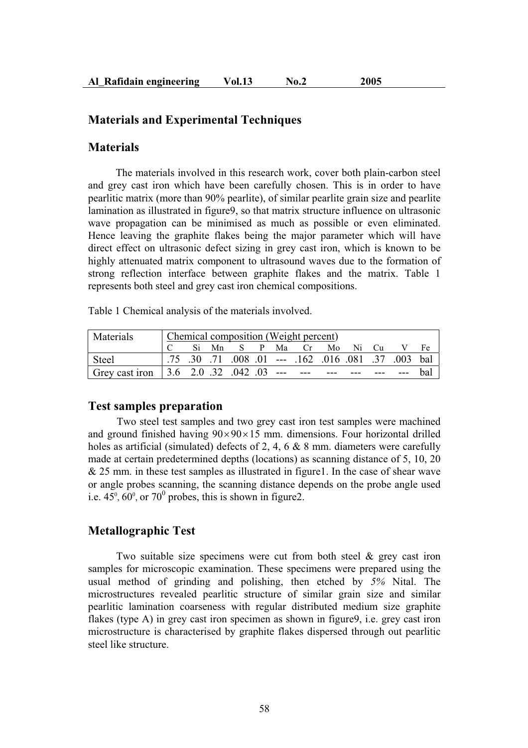## Materials and Experimental Techniques

## Materials

The materials involved in this research work, cover both plain-carbon steel and grey cast iron which have been carefully chosen. This is in order to have pearlitic matrix (more than 90% pearlite), of similar pearlite grain size and pearlite lamination as illustrated in figure9, so that matrix structure influence on ultrasonic wave propagation can be minimised as much as possible or even eliminated. Hence leaving the graphite flakes being the major parameter which will have direct effect on ultrasonic defect sizing in grey cast iron, which is known to be highly attenuated matrix component to ultrasound waves due to the formation of strong reflection interface between graphite flakes and the matrix. Table 1 represents both steel and grey cast iron chemical compositions.

Table 1 Chemical analysis of the materials involved.

| Materials | Chemical composition (Weight percent) | | | | | | | | | | | |
|---|---|---|---|---|---|---|---|---|---|---|---|---|
| | C | Si | Mn | S | P | Ma | Cr | Mo | Ni | Cu | V | Fe |
| Steel | .75 | .30 | .71 | .008 | .01 | --- | .162 | .016 | .081 | .37 | .003 | bal |
| Grey cast iron | 3.6 | 2.0 | .32 | .042 | .03 | --- | --- | --- | --- | --- | --- | bal |

## Test samples preparation

Two steel test samples and two grey cast iron test samples were machined and ground finished having $90\times90\times15$ mm. dimensions. Four horizontal drilled holes as artificial (simulated) defects of 2, 4, 6 & 8 mm. diameters were carefully made at certain predetermined depths (locations) as scanning distance of 5, 10, 20 & 25 mm. in these test samples as illustrated in figure1. In the case of shear wave or angle probes scanning, the scanning distance depends on the probe angle used i.e. $45^0$, $60^0$, or $70^0$ probes, this is shown in figure2.

## Metallographic Test

Two suitable size specimens were cut from both steel & grey cast iron samples for microscopic examination. These specimens were prepared using the usual method of grinding and polishing, then etched by *5%* Nital. The microstructures revealed pearlitic structure of similar grain size and similar pearlitic lamination coarseness with regular distributed medium size graphite flakes (type A) in grey cast iron specimen as shown in figure9, i.e. grey cast iron microstructure is characterised by graphite flakes dispersed through out pearlitic steel like structure.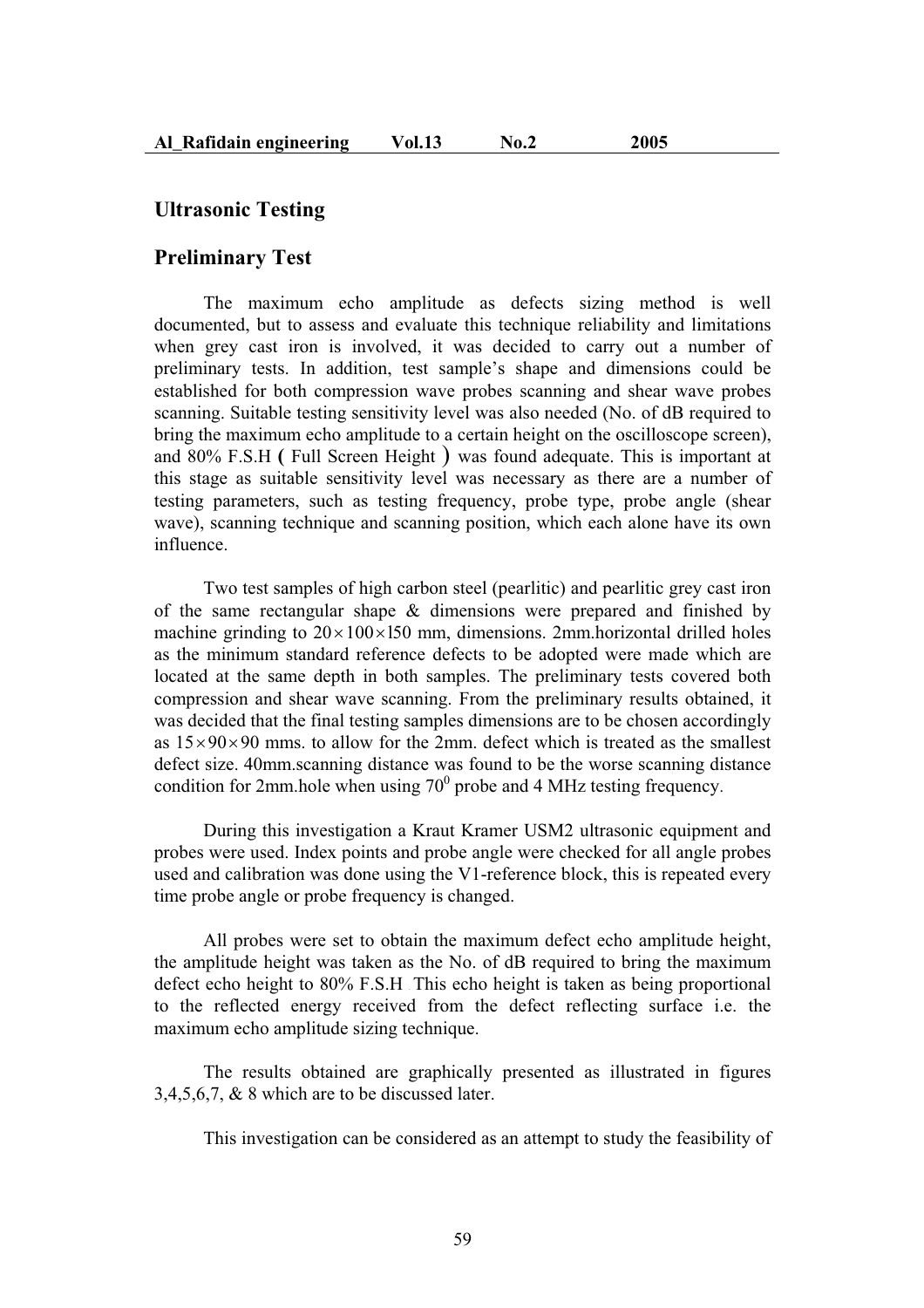## Ultrasonic Testing

### Preliminary Test

The maximum echo amplitude as defects sizing method is well documented, but to assess and evaluate this technique reliability and limitations when grey cast iron is involved, it was decided to carry out a number of preliminary tests. In addition, test sample's shape and dimensions could be established for both compression wave probes scanning and shear wave probes scanning. Suitable testing sensitivity level was also needed (No. of dB required to bring the maximum echo amplitude to a certain height on the oscilloscope screen), and 80% F.S.H ( Full Screen Height ) was found adequate. This is important at this stage as suitable sensitivity level was necessary as there are a number of testing parameters, such as testing frequency, probe type, probe angle (shear wave), scanning technique and scanning position, which each alone have its own influence.

Two test samples of high carbon steel (pearlitic) and pearlitic grey cast iron of the same rectangular shape & dimensions were prepared and finished by machine grinding to $20\times100\times150$ mm, dimensions. 2mm.horizontal drilled holes as the minimum standard reference defects to be adopted were made which are located at the same depth in both samples. The preliminary tests covered both compression and shear wave scanning. From the preliminary results obtained, it was decided that the final testing samples dimensions are to be chosen accordingly as $15\times90\times90$ mms. to allow for the 2mm. defect which is treated as the smallest defect size. 40mm.scanning distance was found to be the worse scanning distance condition for 2mm.hole when using $70^0$ probe and 4 MHz testing frequency.

During this investigation a Kraut Kramer USM2 ultrasonic equipment and probes were used. Index points and probe angle were checked for all angle probes used and calibration was done using the V1-reference block, this is repeated every time probe angle or probe frequency is changed.

All probes were set to obtain the maximum defect echo amplitude height, the amplitude height was taken as the No. of dB required to bring the maximum defect echo height to 80% F.S.H . This echo height is taken as being proportional to the reflected energy received from the defect reflecting surface i.e. the maximum echo amplitude sizing technique.

The results obtained are graphically presented as illustrated in figures 3,4,5,6,7, & 8 which are to be discussed later.

This investigation can be considered as an attempt to study the feasibility of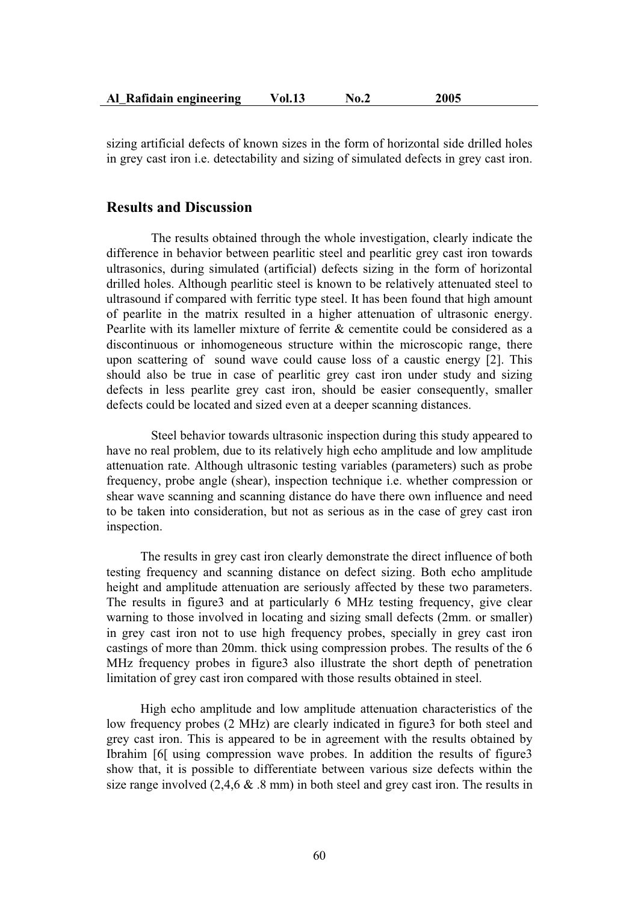sizing artificial defects of known sizes in the form of horizontal side drilled holes in grey cast iron i.e. detectability and sizing of simulated defects in grey cast iron.

## Results and Discussion

The results obtained through the whole investigation, clearly indicate the difference in behavior between pearlitic steel and pearlitic grey cast iron towards ultrasonics, during simulated (artificial) defects sizing in the form of horizontal drilled holes. Although pearlitic steel is known to be relatively attenuated steel to ultrasound if compared with ferritic type steel. It has been found that high amount of pearlite in the matrix resulted in a higher attenuation of ultrasonic energy. Pearlite with its lameller mixture of ferrite & cementite could be considered as a discontinuous or inhomogeneous structure within the microscopic range, there upon scattering of sound wave could cause loss of a caustic energy [2]. This should also be true in case of pearlitic grey cast iron under study and sizing defects in less pearlite grey cast iron, should be easier consequently, smaller defects could be located and sized even at a deeper scanning distances.

Steel behavior towards ultrasonic inspection during this study appeared to have no real problem, due to its relatively high echo amplitude and low amplitude attenuation rate. Although ultrasonic testing variables (parameters) such as probe frequency, probe angle (shear), inspection technique i.e. whether compression or shear wave scanning and scanning distance do have there own influence and need to be taken into consideration, but not as serious as in the case of grey cast iron inspection.

The results in grey cast iron clearly demonstrate the direct influence of both testing frequency and scanning distance on defect sizing. Both echo amplitude height and amplitude attenuation are seriously affected by these two parameters. The results in figure3 and at particularly 6 MHz testing frequency, give clear warning to those involved in locating and sizing small defects (2mm. or smaller) in grey cast iron not to use high frequency probes, specially in grey cast iron castings of more than 20mm. thick using compression probes. The results of the 6 MHz frequency probes in figure3 also illustrate the short depth of penetration limitation of grey cast iron compared with those results obtained in steel.

High echo amplitude and low amplitude attenuation characteristics of the low frequency probes (2 MHz) are clearly indicated in figure3 for both steel and grey cast iron. This is appeared to be in agreement with the results obtained by Ibrahim [6[ using compression wave probes. In addition the results of figure3 show that, it is possible to differentiate between various size defects within the size range involved (2,4,6 & .8 mm) in both steel and grey cast iron. The results in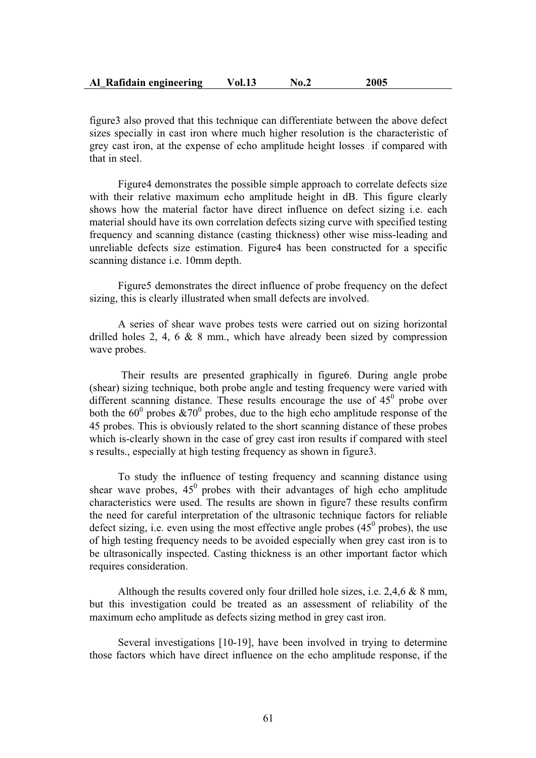figure3 also proved that this technique can differentiate between the above defect sizes specially in cast iron where much higher resolution is the characteristic of grey cast iron, at the expense of echo amplitude height losses , if compared with that in steel.

Figure4 demonstrates the possible simple approach to correlate defects size with their relative maximum echo amplitude height in dB. This figure clearly shows how the material factor have direct influence on defect sizing i.e. each material should have its own correlation defects sizing curve with specified testing frequency and scanning distance (casting thickness) other wise miss-leading and unreliable defects size estimation. Figure4 has been constructed for a specific scanning distance i.e. 10mm depth.

Figure5 demonstrates the direct influence of probe frequency on the defect sizing, this is clearly illustrated when small defects are involved.

A series of shear wave probes tests were carried out on sizing horizontal drilled holes 2, 4, 6 & 8 mm., which have already been sized by compression wave probes.

Their results are presented graphically in figure6. During angle probe (shear) sizing technique, both probe angle and testing frequency were varied with different scanning distance. These results encourage the use of $45^0$ probe over both the $60^0$ probes &$70^0$ probes, due to the high echo amplitude response of the 45 probes. This is obviously related to the short scanning distance of these probes which is-clearly shown in the case of grey cast iron results if compared with steel s results., especially at high testing frequency as shown in figure3.

To study the influence of testing frequency and scanning distance using shear wave probes, $45^0$ probes with their advantages of high echo amplitude characteristics were used. The results are shown in figure7 these results confirm the need for careful interpretation of the ultrasonic technique factors for reliable defect sizing, i.e. even using the most effective angle probes ($45^0$ probes), the use of high testing frequency needs to be avoided especially when grey cast iron is to be ultrasonically inspected. Casting thickness is an other important factor which requires consideration.

Although the results covered only four drilled hole sizes, i.e. 2,4,6 & 8 mm, but this investigation could be treated as an assessment of reliability of the maximum echo amplitude as defects sizing method in grey cast iron.

Several investigations [10-19], have been involved in trying to determine those factors which have direct influence on the echo amplitude response, if the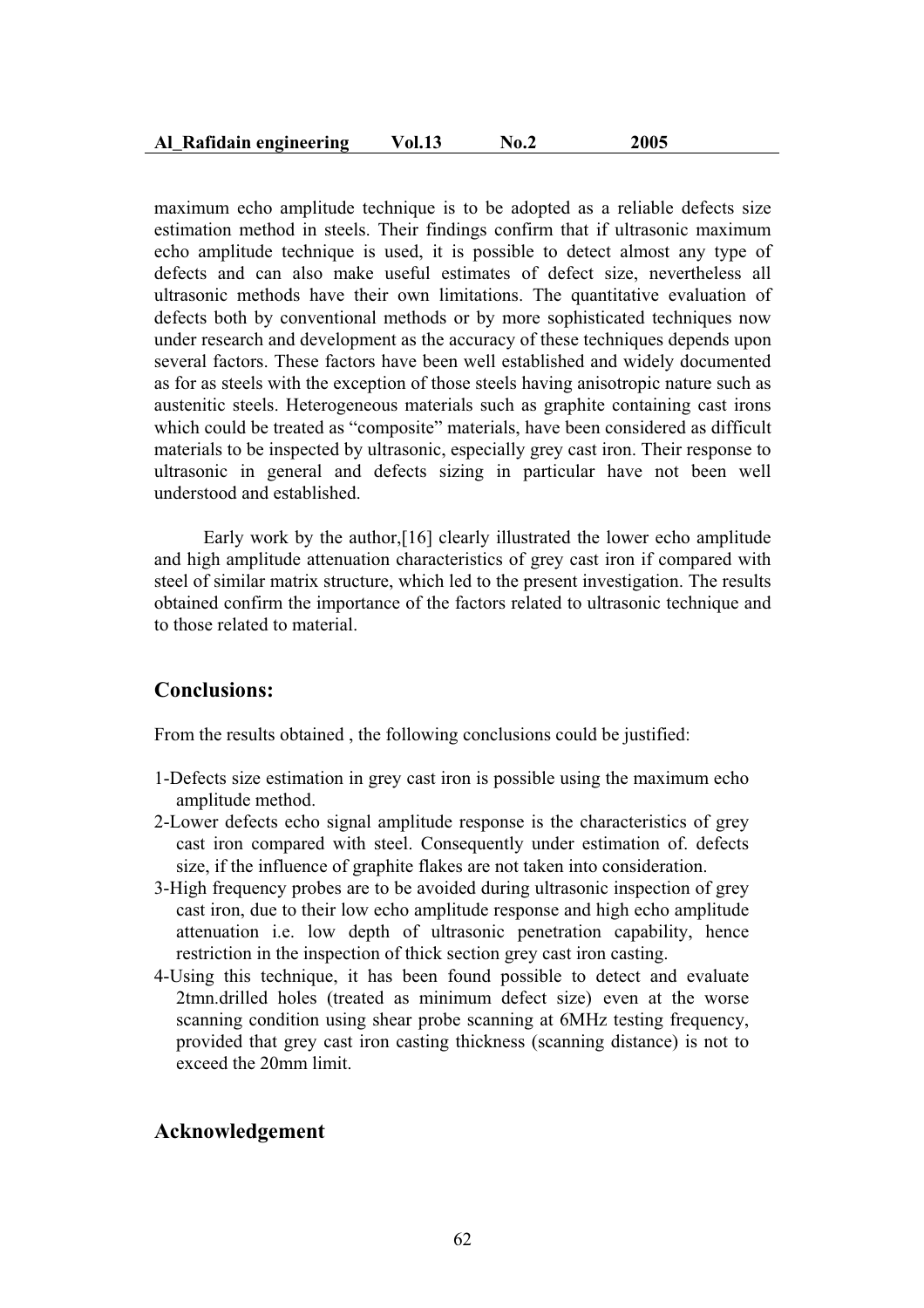maximum echo amplitude technique is to be adopted as a reliable defects size estimation method in steels. Their findings confirm that if ultrasonic maximum echo amplitude technique is used, it is possible to detect almost any type of defects and can also make useful estimates of defect size, nevertheless all ultrasonic methods have their own limitations. The quantitative evaluation of defects both by conventional methods or by more sophisticated techniques now under research and development as the accuracy of these techniques depends upon several factors. These factors have been well established and widely documented as for as steels with the exception of those steels having anisotropic nature such as austenitic steels. Heterogeneous materials such as graphite containing cast irons which could be treated as "composite" materials, have been considered as difficult materials to be inspected by ultrasonic, especially grey cast iron. Their response to ultrasonic in general and defects sizing in particular have not been well understood and established.

Early work by the author,[16] clearly illustrated the lower echo amplitude and high amplitude attenuation characteristics of grey cast iron if compared with steel of similar matrix structure, which led to the present investigation. The results obtained confirm the importance of the factors related to ultrasonic technique and to those related to material.

## Conclusions:

From the results obtained , the following conclusions could be justified:

1-Defects size estimation in grey cast iron is possible using the maximum echo amplitude method.

2-Lower defects echo signal amplitude response is the characteristics of grey cast iron compared with steel. Consequently under estimation of. defects size, if the influence of graphite flakes are not taken into consideration.

3-High frequency probes are to be avoided during ultrasonic inspection of grey cast iron, due to their low echo amplitude response and high echo amplitude attenuation i.e. low depth of ultrasonic penetration capability, hence restriction in the inspection of thick section grey cast iron casting.

4-Using this technique, it has been found possible to detect and evaluate 2tmn.drilled holes (treated as minimum defect size) even at the worse scanning condition using shear probe scanning at 6MHz testing frequency, provided that grey cast iron casting thickness (scanning distance) is not to exceed the 20mm limit.

## Acknowledgement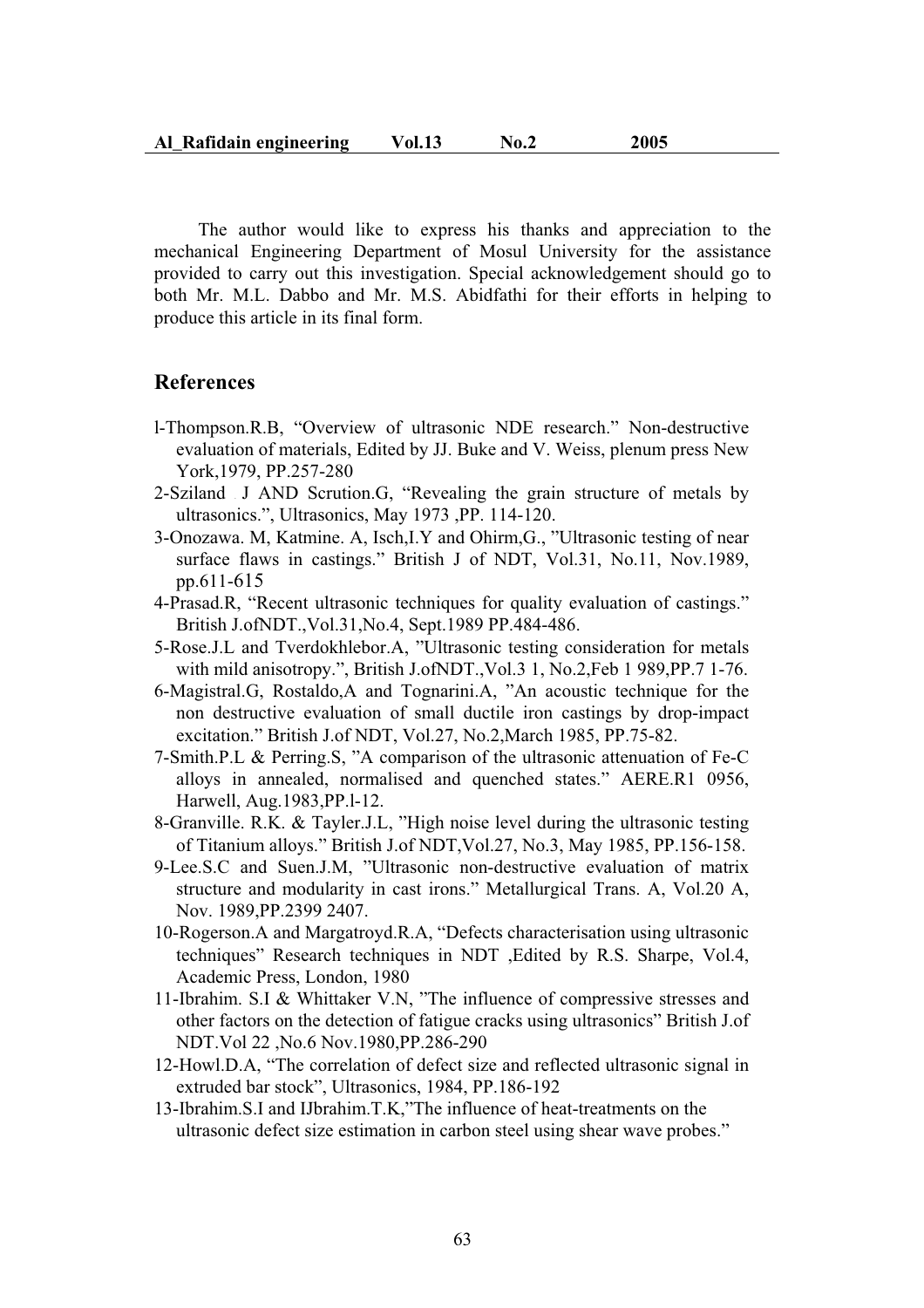The author would like to express his thanks and appreciation to the mechanical Engineering Department of Mosul University for the assistance provided to carry out this investigation. Special acknowledgement should go to both Mr. M.L. Dabbo and Mr. M.S. Abidfathi for their efforts in helping to produce this article in its final form.

## References

l-Thompson.R.B, "Overview of ultrasonic NDE research." Non-destructive evaluation of materials, Edited by JJ. Buke and V. Weiss, plenum press New York,1979, PP.257-280

2-Sziland J AND Scrution.G, "Revealing the grain structure of metals by ultrasonics.", Ultrasonics, May 1973 ,PP. 114-120.

3-Onozawa. M, Katmine. A, Isch,I.Y and Ohirm,G., "Ultrasonic testing of near surface flaws in castings." British J of NDT, Vol.31, No.11, Nov.1989, pp.611-615

4-Prasad.R, "Recent ultrasonic techniques for quality evaluation of castings." British J.ofNDT.,Vol.31,No.4, Sept.1989 PP.484-486.

5-Rose.J.L and Tverdokhlebor.A, "Ultrasonic testing consideration for metals with mild anisotropy.", British J.ofNDT.,Vol.3 1, No.2,Feb 1 989,PP.7 1-76.

6-Magistral.G, Rostaldo,A and Tognarini.A, "An acoustic technique for the non destructive evaluation of small ductile iron castings by drop-impact excitation." British J.of NDT, Vol.27, No.2,March 1985, PP.75-82.

7-Smith.P.L & Perring.S, "A comparison of the ultrasonic attenuation of Fe-C alloys in annealed, normalised and quenched states." AERE.R1 0956, Harwell, Aug.1983,PP.l-12.

8-Granville. R.K. & Tayler.J.L, "High noise level during the ultrasonic testing of Titanium alloys." British J.of NDT,Vol.27, No.3, May 1985, PP.156-158.

9-Lee.S.C and Suen.J.M, "Ultrasonic non-destructive evaluation of matrix structure and modularity in cast irons." Metallurgical Trans. A, Vol.20 A, Nov. 1989,PP.2399 2407.

10-Rogerson.A and Margatroyd.R.A, "Defects characterisation using ultrasonic techniques" Research techniques in NDT ,Edited by R.S. Sharpe, Vol.4, Academic Press, London, 1980

11-Ibrahim. S.I & Whittaker V.N, "The influence of compressive stresses and other factors on the detection of fatigue cracks using ultrasonics" British J.of NDT.Vol 22 ,No.6 Nov.1980,PP.286-290

12-Howl.D.A, "The correlation of defect size and reflected ultrasonic signal in extruded bar stock", Ultrasonics, 1984, PP.186-192

13-Ibrahim.S.I and IJbrahim.T.K,"The influence of heat-treatments on the ultrasonic defect size estimation in carbon steel using shear wave probes."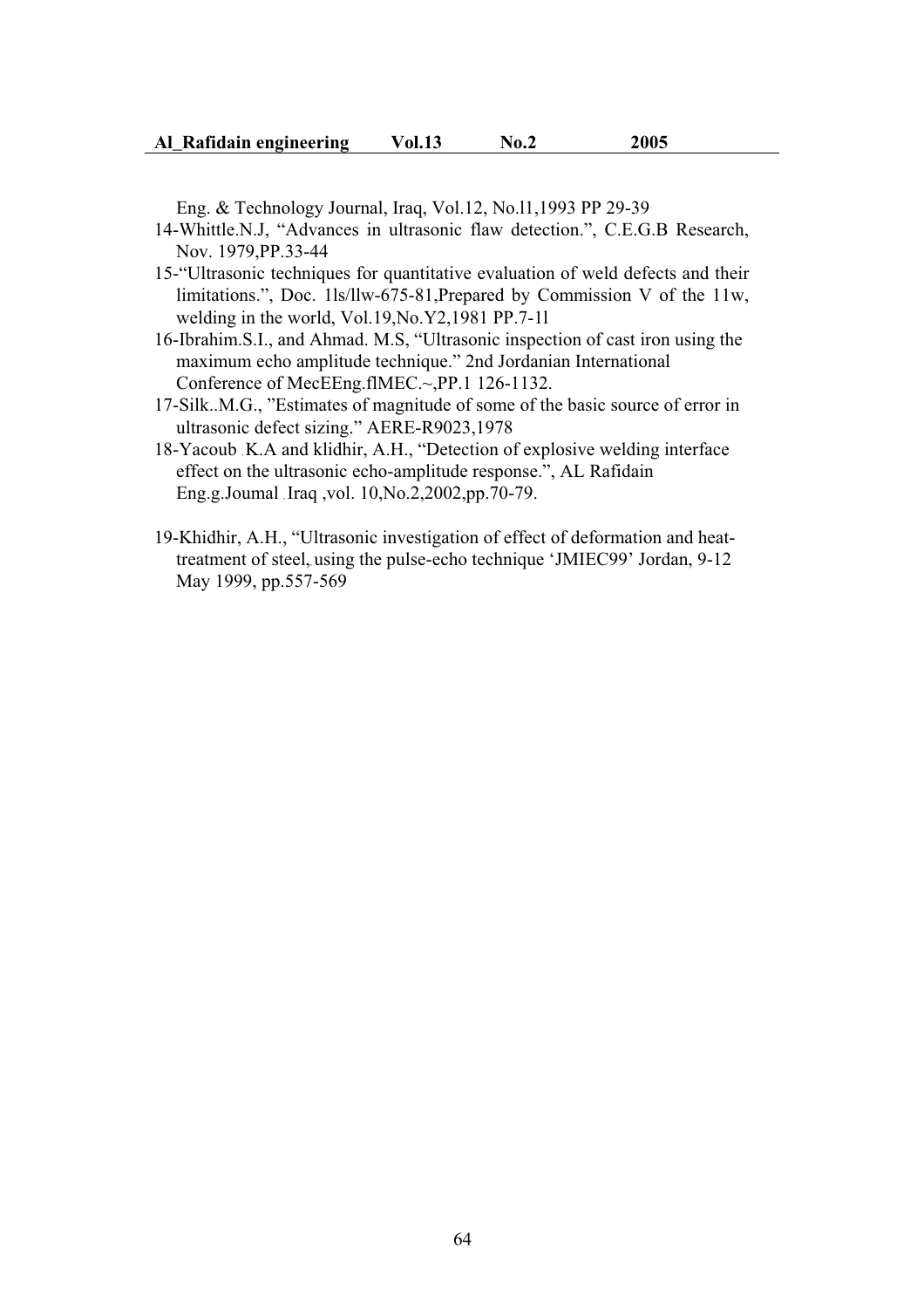Eng. & Technology Journal, Iraq, Vol.12, No.l1,1993 PP 29-39

14-Whittle.N.J, "Advances in ultrasonic flaw detection.", C.E.G.B Research, Nov. 1979,PP.33-44

15-"Ultrasonic techniques for quantitative evaluation of weld defects and their limitations.", Doc. 1ls/llw-675-81,Prepared by Commission V of the 11w, welding in the world, Vol.19,No.Y2,1981 PP.7-1l

16-Ibrahim.S.I., and Ahmad. M.S, "Ultrasonic inspection of cast iron using the maximum echo amplitude technique." 2nd Jordanian International Conference of MecEEng.flMEC.~,PP.1 126-1132.

17-Silk..M.G., "Estimates of magnitude of some of the basic source of error in ultrasonic defect sizing." AERE-R9023,1978

18-Yacoub . K.A and klidhir, A.H., "Detection of explosive welding interface effect on the ultrasonic echo-amplitude response.", AL Rafidain Eng.g.Joumal . Iraq ,vol. 10,No.2,2002,pp.70-79.

19-Khidhir, A.H., "Ultrasonic investigation of effect of deformation and heat-treatment of steel, using the pulse-echo technique 'JMIEC99' Jordan, 9-12 May 1999, pp.557-569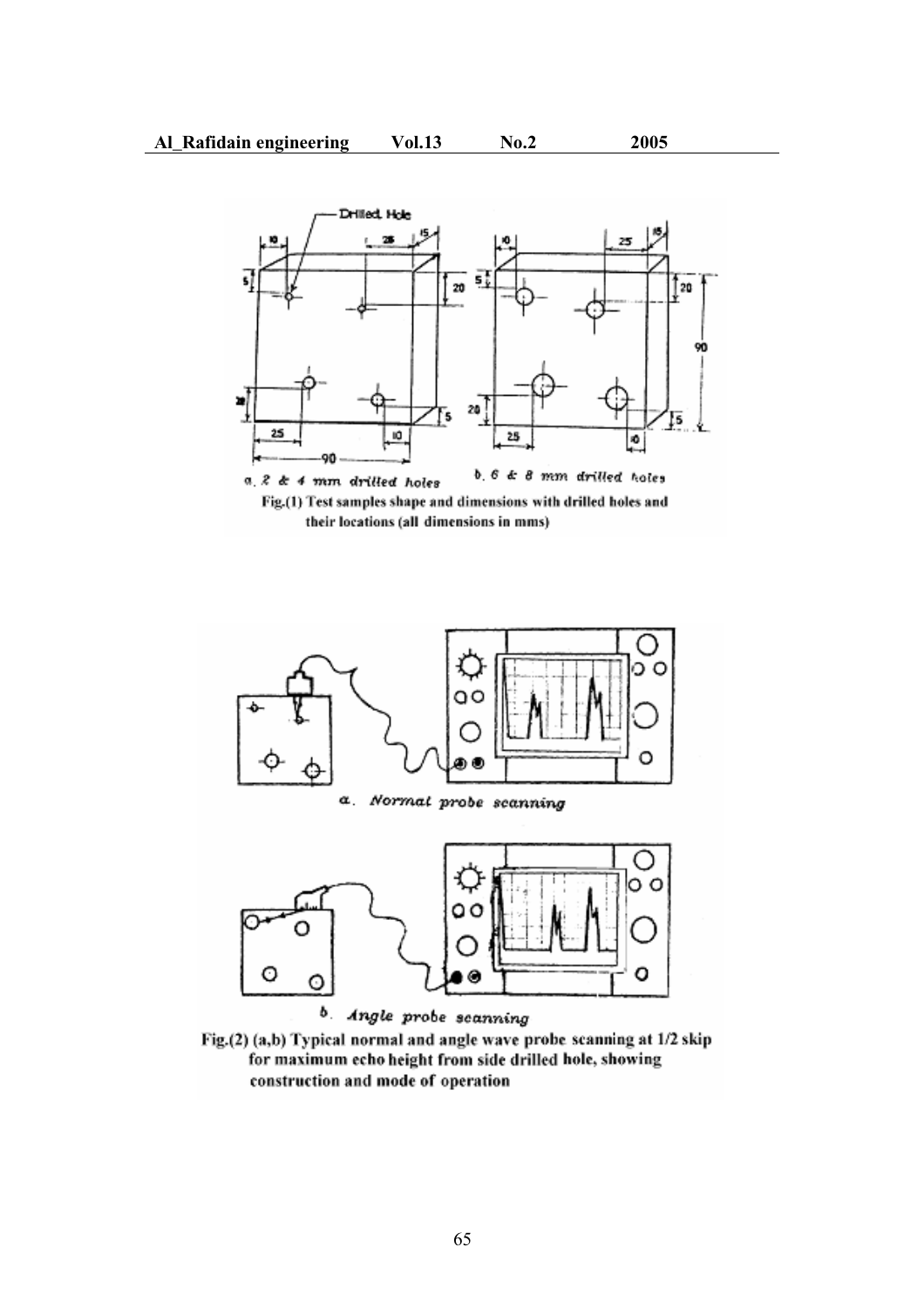Fig.(1) Test samples shape and dimensions with drilled holes and their locations (all dimensions in mms)

Fig.(2) (a,b) Typical normal and angle wave probe scanning at 1/2 skip for maximum echo height from side drilled hole, showing construction and mode of operation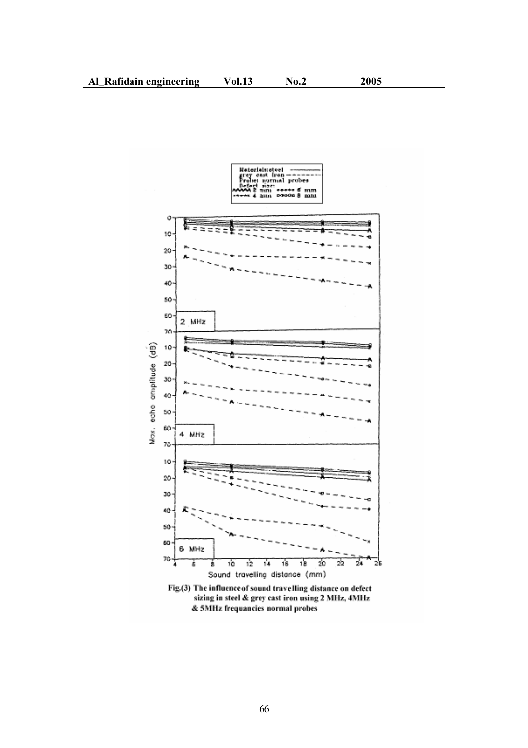Fig.(3) The influence of sound travelling distance on defect sizing in steel & grey cast iron using 2 MHz, 4MHz & 5MHz frequancies normal probes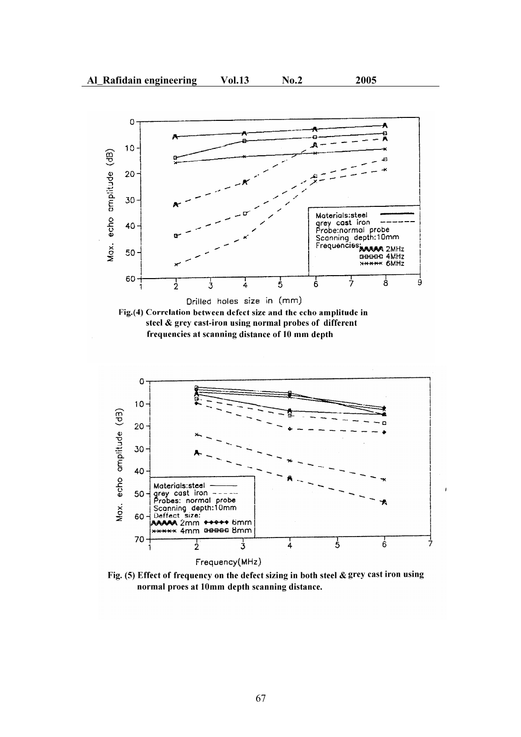Fig.(4) Correlation between defect size and the echo amplitude in steel & grey cast-iron using normal probes of different frequencies at scanning distance of 10 mm depth

Fig. (5) Effect of frequency on the defect sizing in both steel & grey cast iron using normal proes at 10mm depth scanning distance.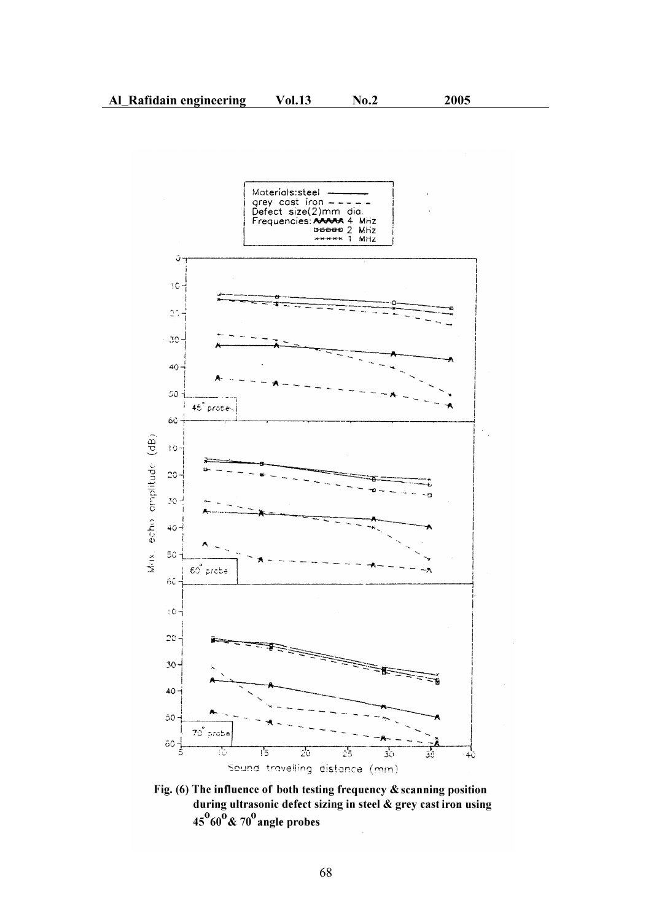Fig. (6) The influence of both testing frequency & scanning position during ultrasonic defect sizing in steel & grey cast iron using $45^0$ $60^0$ & $70^0$ angle probes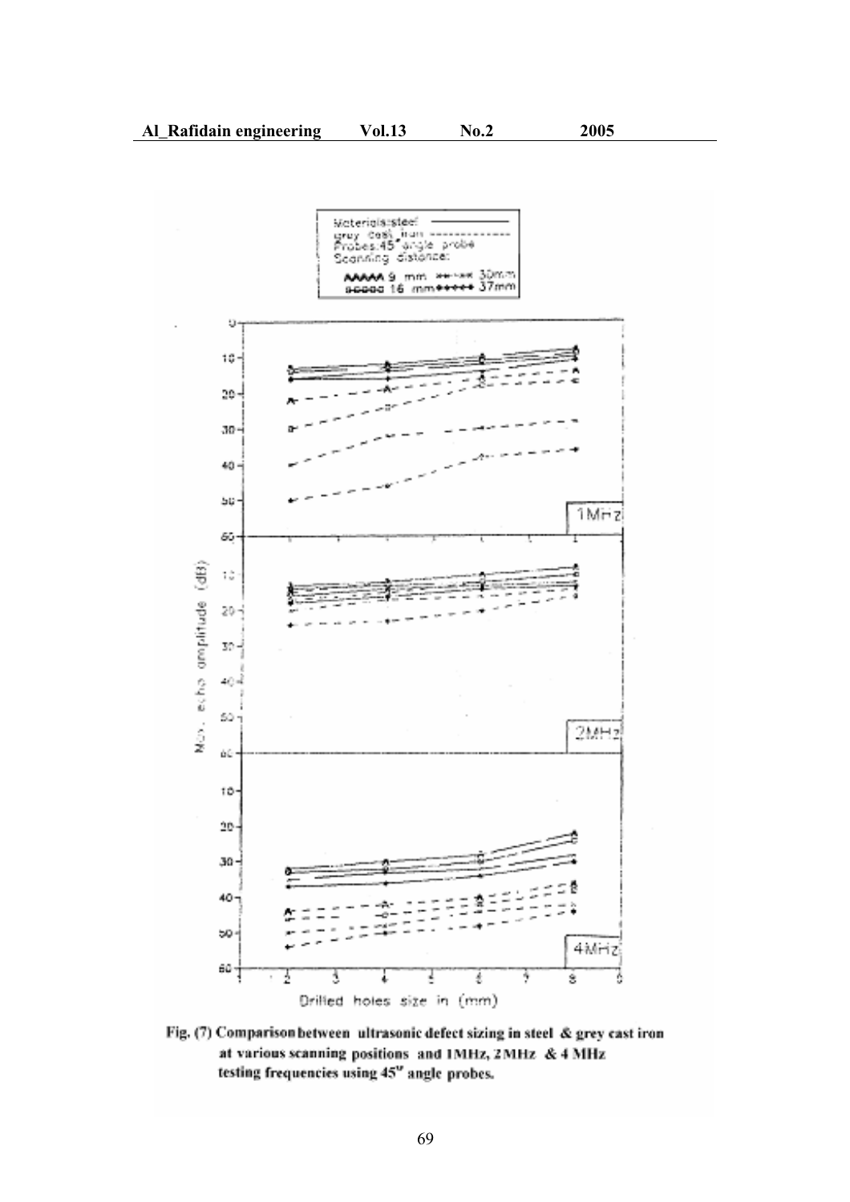Fig. (7) Comparison between ultrasonic defect sizing in steel & grey cast iron at various scanning positions and 1MHz, 2MHz & 4 MHz testing frequencies using 45° angle probes.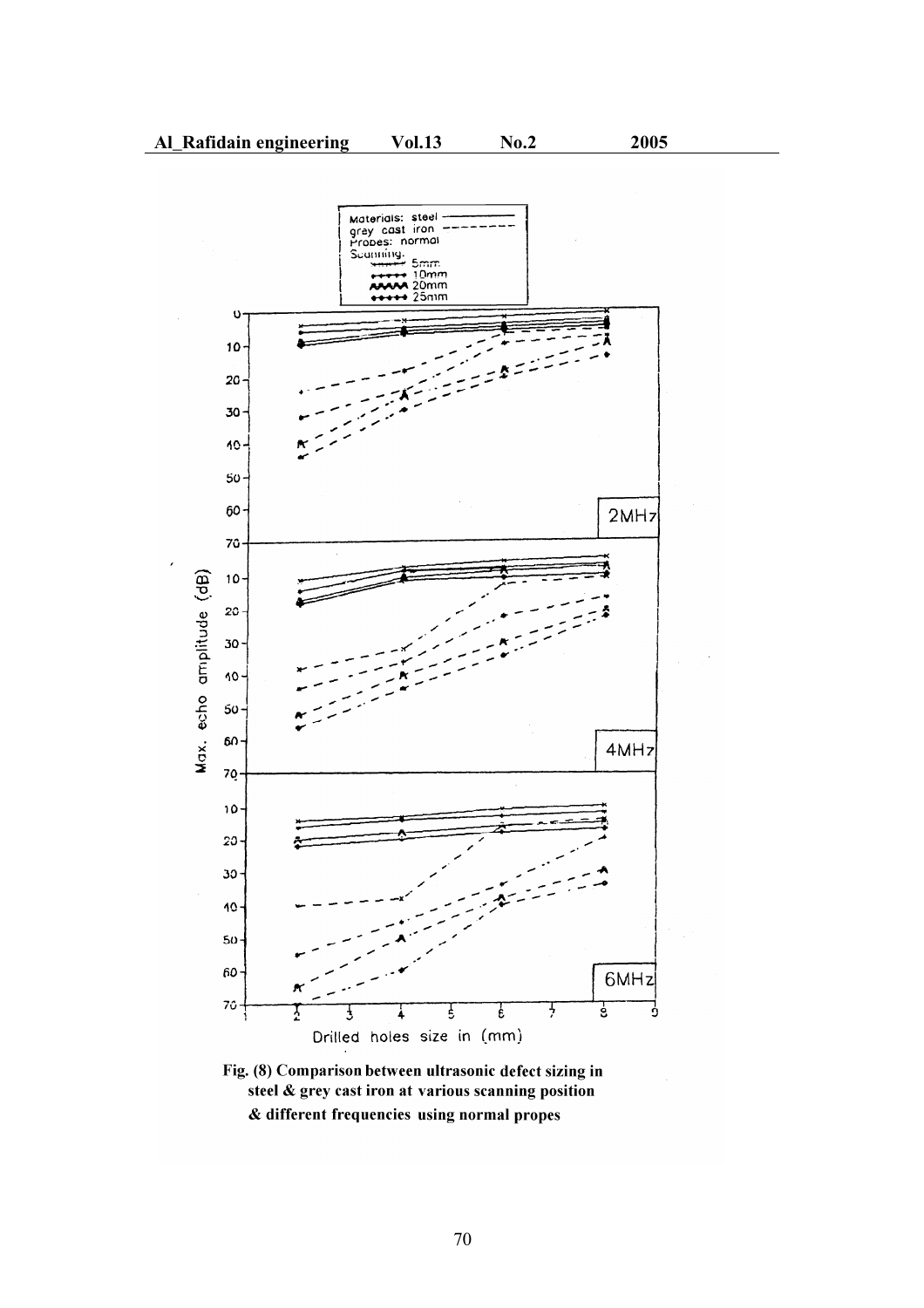Fig. (8) Comparison between ultrasonic defect sizing in steel & grey cast iron at various scanning position & different frequencies using normal propes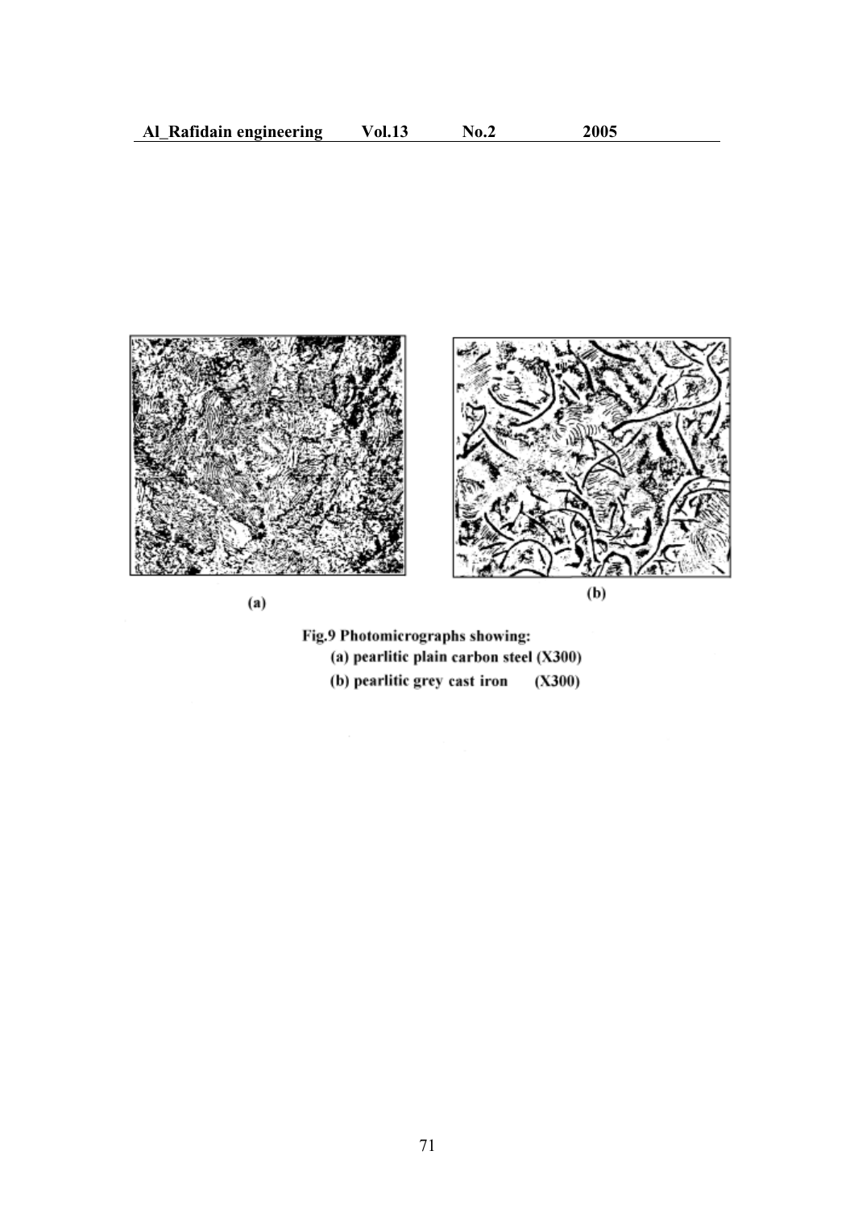(a)

(b)

Fig.9 Photomicrographs showing:
(a) pearlitic plain carbon steel (X300)
(b) pearlitic grey cast iron (X300)